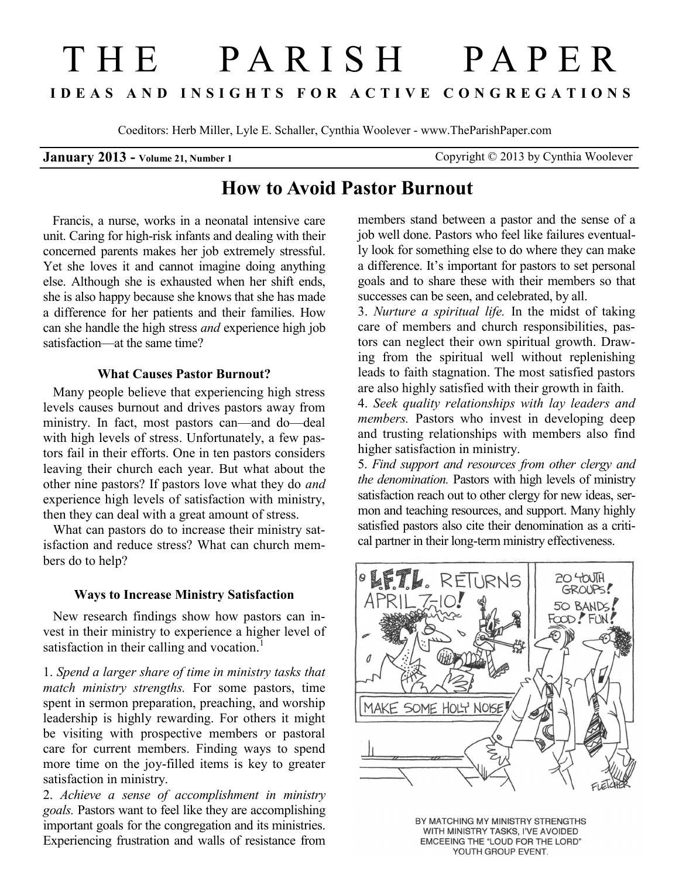# THE PARISH PAPER

**IDEAS AND INSIGHTS FOR ACTIVE CONGREGATIONS**

Coeditors: Herb Miller, Lyle E. Schaller, Cynthia Woolever - www.TheParishPaper.com

**January 2013 - Volume 21, Number 1** Copyright © 2013 by Cynthia Woolever

## How to Avoid Pastor Burnout

Francis, a nurse, works in a neonatal intensive care unit. Caring for high-risk infants and dealing with their concerned parents makes her job extremely stressful. Yet she loves it and cannot imagine doing anything else. Although she is exhausted when her shift ends, she is also happy because she knows that she has made a difference for her patients and their families. How can she handle the high stress *and* experience high job satisfaction—at the same time?

### What Causes Pastor Burnout?

Many people believe that experiencing high stress levels causes burnout and drives pastors away from ministry. In fact, most pastors can—and do—deal with high levels of stress. Unfortunately, a few pastors fail in their efforts. One in ten pastors considers leaving their church each year. But what about the other nine pastors? If pastors love what they do *and* experience high levels of satisfaction with ministry, then they can deal with a great amount of stress.

What can pastors do to increase their ministry satisfaction and reduce stress? What can church members do to help?

### Ways to Increase Ministry Satisfaction

New research findings show how pastors can invest in their ministry to experience a higher level of satisfaction in their calling and vocation.[1]

1. *Spend a larger share of time in ministry tasks that match ministry strengths.* For some pastors, time spent in sermon preparation, preaching, and worship leadership is highly rewarding. For others it might be visiting with prospective members or pastoral care for current members. Finding ways to spend more time on the joy-filled items is key to greater satisfaction in ministry.
2. *Achieve a sense of accomplishment in ministry goals.* Pastors want to feel like they are accomplishing important goals for the congregation and its ministries. Experiencing frustration and walls of resistance from members stand between a pastor and the sense of a job well done. Pastors who feel like failures eventually look for something else to do where they can make a difference. It's important for pastors to set personal goals and to share these with their members so that successes can be seen, and celebrated, by all.
3. *Nurture a spiritual life.* In the midst of taking care of members and church responsibilities, pastors can neglect their own spiritual growth. Drawing from the spiritual well without replenishing leads to faith stagnation. The most satisfied pastors are also highly satisfied with their growth in faith.
4. *Seek quality relationships with lay leaders and members.* Pastors who invest in developing deep and trusting relationships with members also find higher satisfaction in ministry.
5. *Find support and resources from other clergy and the denomination.* Pastors with high levels of ministry satisfaction reach out to other clergy for new ideas, sermon and teaching resources, and support. Many highly satisfied pastors also cite their denomination as a critical partner in their long-term ministry effectiveness.

BY MATCHING MY MINISTRY STRENGTHS WITH MINISTRY TASKS, I'VE AVOIDED EMCEEING THE "LOUD FOR THE LORD" YOUTH GROUP EVENT.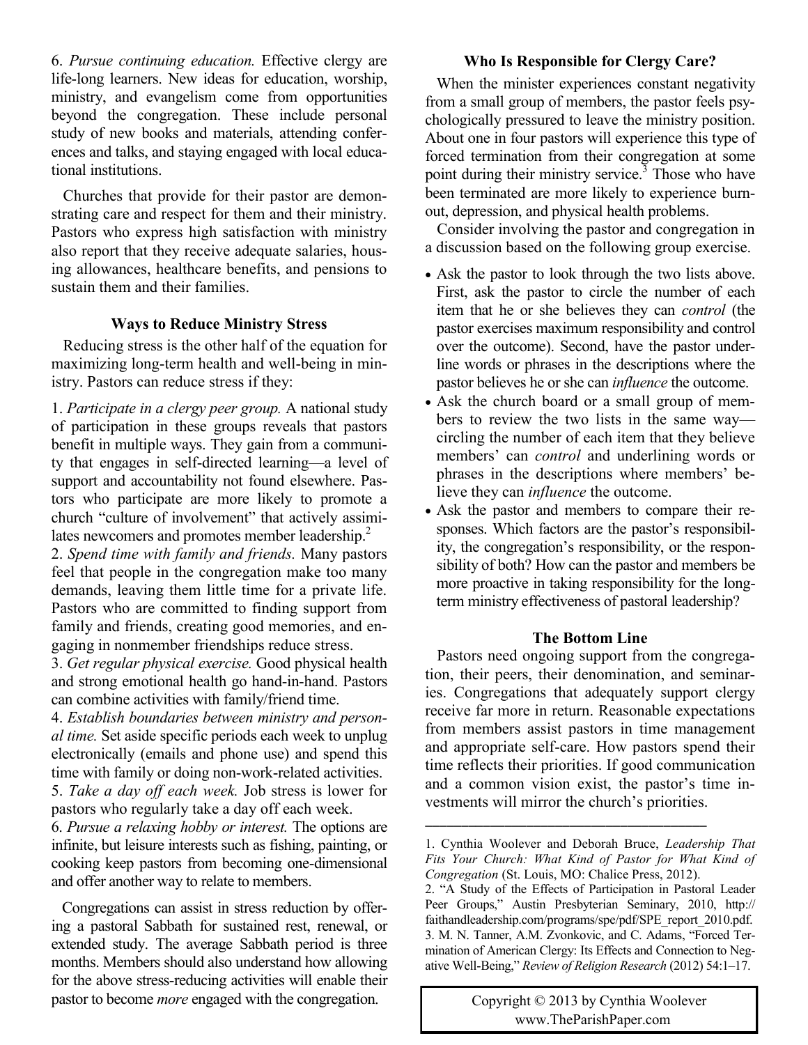6. *Pursue continuing education.* Effective clergy are life-long learners. New ideas for education, worship, ministry, and evangelism come from opportunities beyond the congregation. These include personal study of new books and materials, attending conferences and talks, and staying engaged with local educational institutions.

Churches that provide for their pastor are demonstrating care and respect for them and their ministry. Pastors who express high satisfaction with ministry also report that they receive adequate salaries, housing allowances, healthcare benefits, and pensions to sustain them and their families.

### Ways to Reduce Ministry Stress

Reducing stress is the other half of the equation for maximizing long-term health and well-being in ministry. Pastors can reduce stress if they:

1. *Participate in a clergy peer group.* A national study of participation in these groups reveals that pastors benefit in multiple ways. They gain from a community that engages in self-directed learning—a level of support and accountability not found elsewhere. Pastors who participate are more likely to promote a church "culture of involvement" that actively assimilates newcomers and promotes member leadership.[2]
2. *Spend time with family and friends.* Many pastors feel that people in the congregation make too many demands, leaving them little time for a private life. Pastors who are committed to finding support from family and friends, creating good memories, and engaging in nonmember friendships reduce stress.
3. *Get regular physical exercise.* Good physical health and strong emotional health go hand-in-hand. Pastors can combine activities with family/friend time.
4. *Establish boundaries between ministry and personal time.* Set aside specific periods each week to unplug electronically (emails and phone use) and spend this time with family or doing non-work-related activities.
5. *Take a day off each week.* Job stress is lower for pastors who regularly take a day off each week.
6. *Pursue a relaxing hobby or interest.* The options are infinite, but leisure interests such as fishing, painting, or cooking keep pastors from becoming one-dimensional and offer another way to relate to members.

Congregations can assist in stress reduction by offering a pastoral Sabbath for sustained rest, renewal, or extended study. The average Sabbath period is three months. Members should also understand how allowing for the above stress-reducing activities will enable their pastor to become *more* engaged with the congregation.

### Who Is Responsible for Clergy Care?

When the minister experiences constant negativity from a small group of members, the pastor feels psychologically pressured to leave the ministry position. About one in four pastors will experience this type of forced termination from their congregation at some point during their ministry service.[3] Those who have been terminated are more likely to experience burnout, depression, and physical health problems.

Consider involving the pastor and congregation in a discussion based on the following group exercise.

- Ask the pastor to look through the two lists above. First, ask the pastor to circle the number of each item that he or she believes they can *control* (the pastor exercises maximum responsibility and control over the outcome). Second, have the pastor underline words or phrases in the descriptions where the pastor believes he or she can *influence* the outcome.
- Ask the church board or a small group of members to review the two lists in the same way—circling the number of each item that they believe members' can *control* and underlining words or phrases in the descriptions where members' believe they can *influence* the outcome.
- Ask the pastor and members to compare their responses. Which factors are the pastor's responsibility, the congregation's responsibility, or the responsibility of both? How can the pastor and members be more proactive in taking responsibility for the long-term ministry effectiveness of pastoral leadership?

### The Bottom Line

Pastors need ongoing support from the congregation, their peers, their denomination, and seminaries. Congregations that adequately support clergy receive far more in return. Reasonable expectations from members assist pastors in time management and appropriate self-care. How pastors spend their time reflects their priorities. If good communication and a common vision exist, the pastor's time investments will mirror the church's priorities.

---

1. Cynthia Woolever and Deborah Bruce, *Leadership That Fits Your Church: What Kind of Pastor for What Kind of Congregation* (St. Louis, MO: Chalice Press, 2012).
2. "A Study of the Effects of Participation in Pastoral Leader Peer Groups," Austin Presbyterian Seminary, 2010, http://faithandleadership.com/programs/spe/pdf/SPE_report_2010.pdf.
3. M. N. Tanner, A.M. Zvonkovic, and C. Adams, "Forced Termination of American Clergy: Its Effects and Connection to Negative Well-Being," *Review of Religion Research* (2012) 54:1–17.

Copyright © 2013 by Cynthia Woolever
www.TheParishPaper.com